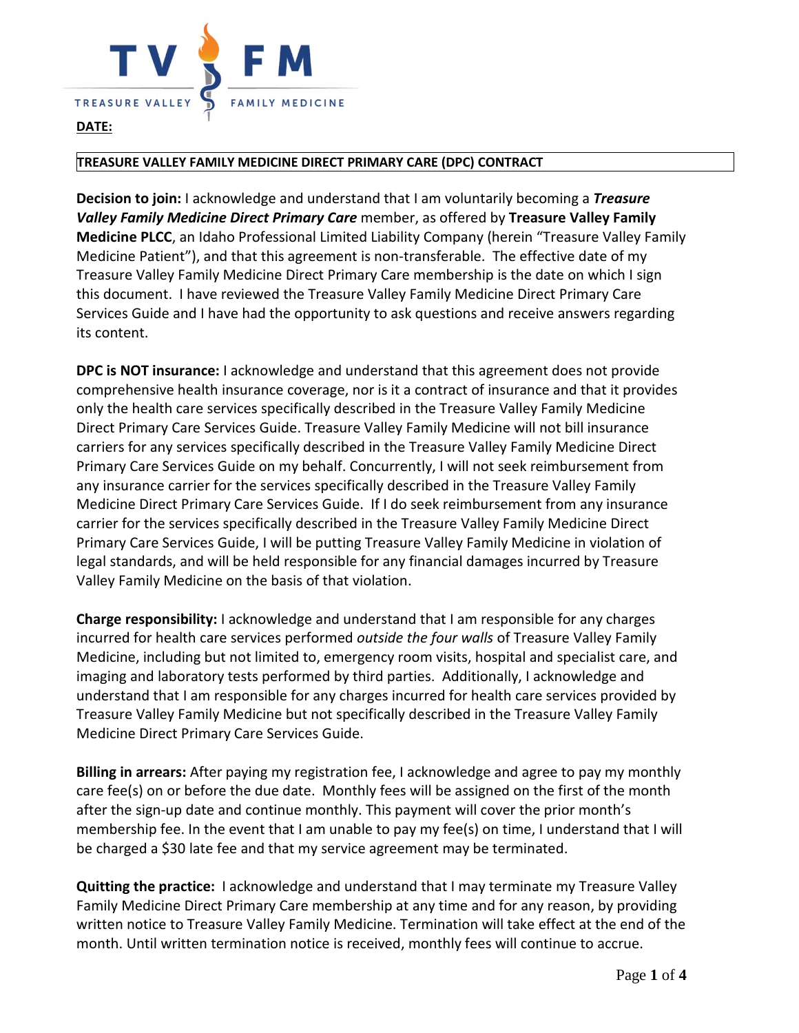TREASURE VALLEY FAMILY MEDICINE

**DATE:**

**TREASURE VALLEY FAMILY MEDICINE DIRECT PRIMARY CARE (DPC) CONTRACT**

**Decision to join:** I acknowledge and understand that I am voluntarily becoming a ***Treasure Valley Family Medicine Direct Primary Care*** member, as offered by **Treasure Valley Family Medicine PLCC**, an Idaho Professional Limited Liability Company (herein "Treasure Valley Family Medicine Patient"), and that this agreement is non-transferable. The effective date of my Treasure Valley Family Medicine Direct Primary Care membership is the date on which I sign this document. I have reviewed the Treasure Valley Family Medicine Direct Primary Care Services Guide and I have had the opportunity to ask questions and receive answers regarding its content.

**DPC is NOT insurance:** I acknowledge and understand that this agreement does not provide comprehensive health insurance coverage, nor is it a contract of insurance and that it provides only the health care services specifically described in the Treasure Valley Family Medicine Direct Primary Care Services Guide. Treasure Valley Family Medicine will not bill insurance carriers for any services specifically described in the Treasure Valley Family Medicine Direct Primary Care Services Guide on my behalf. Concurrently, I will not seek reimbursement from any insurance carrier for the services specifically described in the Treasure Valley Family Medicine Direct Primary Care Services Guide. If I do seek reimbursement from any insurance carrier for the services specifically described in the Treasure Valley Family Medicine Direct Primary Care Services Guide, I will be putting Treasure Valley Family Medicine in violation of legal standards, and will be held responsible for any financial damages incurred by Treasure Valley Family Medicine on the basis of that violation.

**Charge responsibility:** I acknowledge and understand that I am responsible for any charges incurred for health care services performed *outside the four walls* of Treasure Valley Family Medicine, including but not limited to, emergency room visits, hospital and specialist care, and imaging and laboratory tests performed by third parties. Additionally, I acknowledge and understand that I am responsible for any charges incurred for health care services provided by Treasure Valley Family Medicine but not specifically described in the Treasure Valley Family Medicine Direct Primary Care Services Guide.

**Billing in arrears:** After paying my registration fee, I acknowledge and agree to pay my monthly care fee(s) on or before the due date. Monthly fees will be assigned on the first of the month after the sign-up date and continue monthly. This payment will cover the prior month's membership fee. In the event that I am unable to pay my fee(s) on time, I understand that I will be charged a $30 late fee and that my service agreement may be terminated.

**Quitting the practice:** I acknowledge and understand that I may terminate my Treasure Valley Family Medicine Direct Primary Care membership at any time and for any reason, by providing written notice to Treasure Valley Family Medicine. Termination will take effect at the end of the month. Until written termination notice is received, monthly fees will continue to accrue.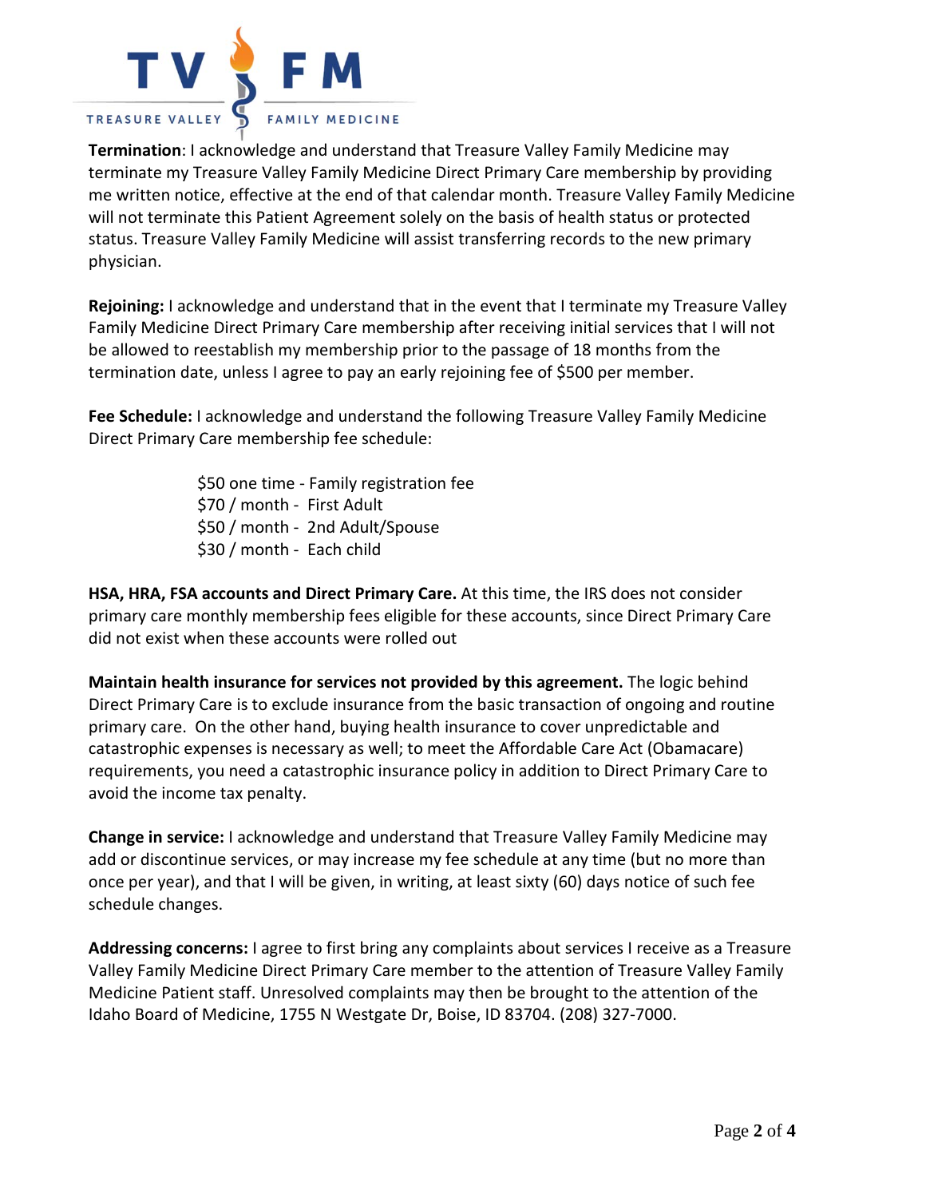**Termination**: I acknowledge and understand that Treasure Valley Family Medicine may terminate my Treasure Valley Family Medicine Direct Primary Care membership by providing me written notice, effective at the end of that calendar month. Treasure Valley Family Medicine will not terminate this Patient Agreement solely on the basis of health status or protected status. Treasure Valley Family Medicine will assist transferring records to the new primary physician.

**Rejoining:** I acknowledge and understand that in the event that I terminate my Treasure Valley Family Medicine Direct Primary Care membership after receiving initial services that I will not be allowed to reestablish my membership prior to the passage of 18 months from the termination date, unless I agree to pay an early rejoining fee of $500 per member.

**Fee Schedule:** I acknowledge and understand the following Treasure Valley Family Medicine Direct Primary Care membership fee schedule:

$50 one time - Family registration fee
$70 / month - First Adult
$50 / month - 2nd Adult/Spouse
$30 / month - Each child

**HSA, HRA, FSA accounts and Direct Primary Care.** At this time, the IRS does not consider primary care monthly membership fees eligible for these accounts, since Direct Primary Care did not exist when these accounts were rolled out

**Maintain health insurance for services not provided by this agreement.** The logic behind Direct Primary Care is to exclude insurance from the basic transaction of ongoing and routine primary care. On the other hand, buying health insurance to cover unpredictable and catastrophic expenses is necessary as well; to meet the Affordable Care Act (Obamacare) requirements, you need a catastrophic insurance policy in addition to Direct Primary Care to avoid the income tax penalty.

**Change in service:** I acknowledge and understand that Treasure Valley Family Medicine may add or discontinue services, or may increase my fee schedule at any time (but no more than once per year), and that I will be given, in writing, at least sixty (60) days notice of such fee schedule changes.

**Addressing concerns:** I agree to first bring any complaints about services I receive as a Treasure Valley Family Medicine Direct Primary Care member to the attention of Treasure Valley Family Medicine Patient staff. Unresolved complaints may then be brought to the attention of the Idaho Board of Medicine, 1755 N Westgate Dr, Boise, ID 83704. (208) 327-7000.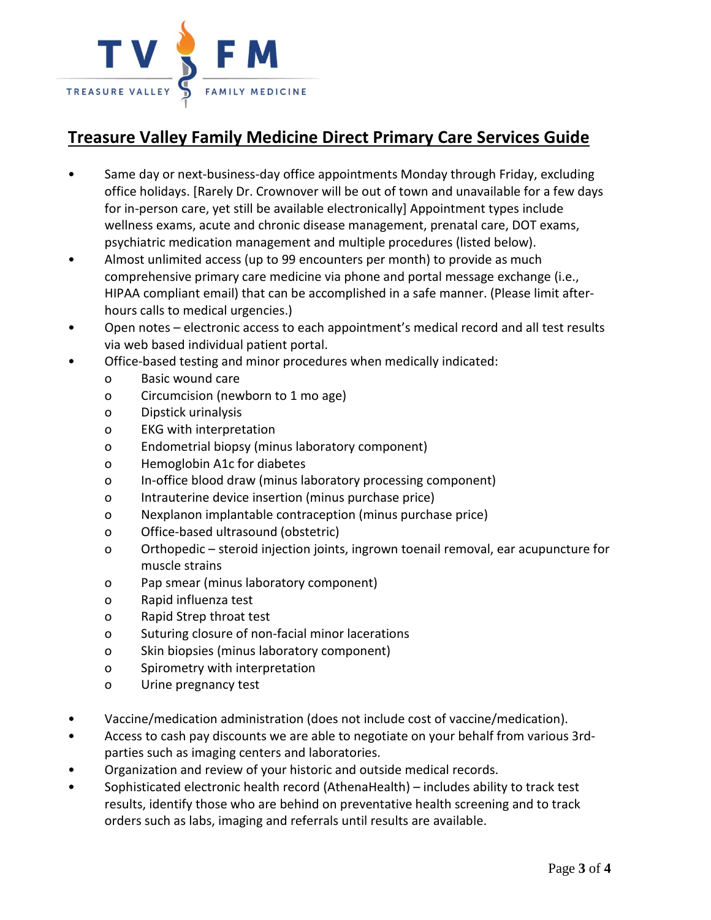# Treasure Valley Family Medicine Direct Primary Care Services Guide

- Same day or next-business-day office appointments Monday through Friday, excluding office holidays. [Rarely Dr. Crownover will be out of town and unavailable for a few days for in-person care, yet still be available electronically] Appointment types include wellness exams, acute and chronic disease management, prenatal care, DOT exams, psychiatric medication management and multiple procedures (listed below).
- Almost unlimited access (up to 99 encounters per month) to provide as much comprehensive primary care medicine via phone and portal message exchange (i.e., HIPAA compliant email) that can be accomplished in a safe manner. (Please limit after-hours calls to medical urgencies.)
- Open notes – electronic access to each appointment's medical record and all test results via web based individual patient portal.
- Office-based testing and minor procedures when medically indicated:
  - Basic wound care
  - Circumcision (newborn to 1 mo age)
  - Dipstick urinalysis
  - EKG with interpretation
  - Endometrial biopsy (minus laboratory component)
  - Hemoglobin A1c for diabetes
  - In-office blood draw (minus laboratory processing component)
  - Intrauterine device insertion (minus purchase price)
  - Nexplanon implantable contraception (minus purchase price)
  - Office-based ultrasound (obstetric)
  - Orthopedic – steroid injection joints, ingrown toenail removal, ear acupuncture for muscle strains
  - Pap smear (minus laboratory component)
  - Rapid influenza test
  - Rapid Strep throat test
  - Suturing closure of non-facial minor lacerations
  - Skin biopsies (minus laboratory component)
  - Spirometry with interpretation
  - Urine pregnancy test
- Vaccine/medication administration (does not include cost of vaccine/medication).
- Access to cash pay discounts we are able to negotiate on your behalf from various 3rd-parties such as imaging centers and laboratories.
- Organization and review of your historic and outside medical records.
- Sophisticated electronic health record (AthenaHealth) – includes ability to track test results, identify those who are behind on preventative health screening and to track orders such as labs, imaging and referrals until results are available.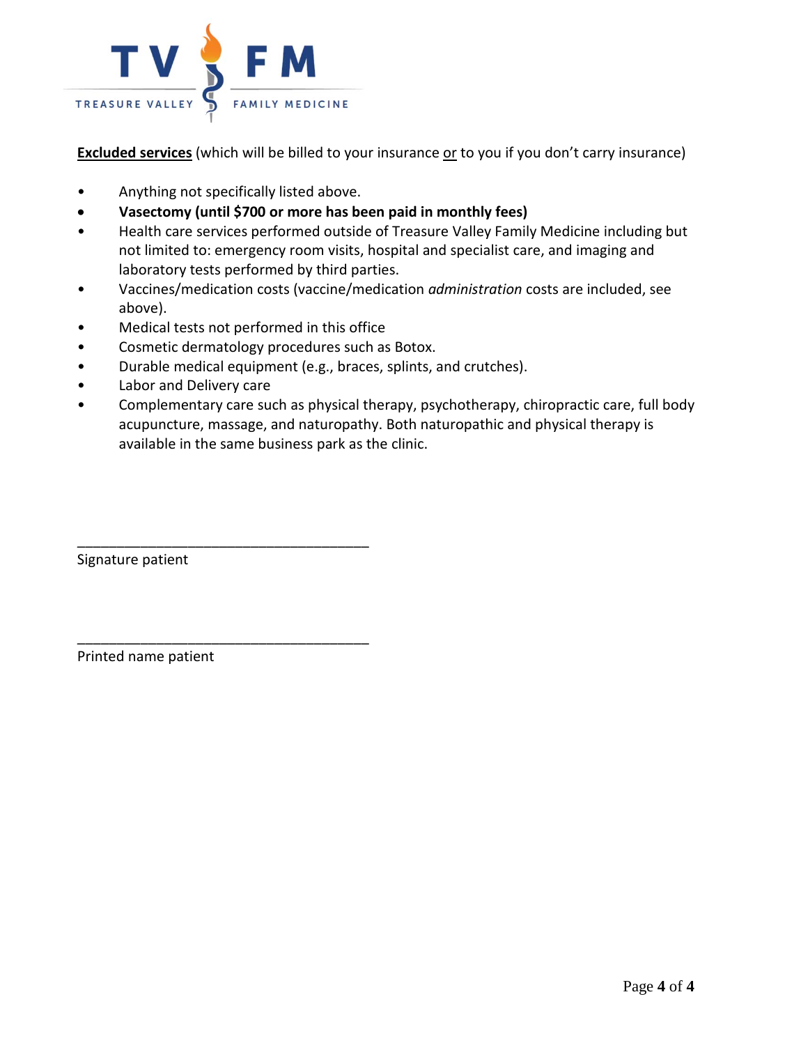**<u>Excluded services</u>** (which will be billed to your insurance <u>or</u> to you if you don't carry insurance)

- Anything not specifically listed above.
- **Vasectomy (until $700 or more has been paid in monthly fees)**
- Health care services performed outside of Treasure Valley Family Medicine including but not limited to: emergency room visits, hospital and specialist care, and imaging and laboratory tests performed by third parties.
- Vaccines/medication costs (vaccine/medication *administration* costs are included, see above).
- Medical tests not performed in this office
- Cosmetic dermatology procedures such as Botox.
- Durable medical equipment (e.g., braces, splints, and crutches).
- Labor and Delivery care
- Complementary care such as physical therapy, psychotherapy, chiropractic care, full body acupuncture, massage, and naturopathy. Both naturopathic and physical therapy is available in the same business park as the clinic.

______________________________________

Signature patient

______________________________________

Printed name patient